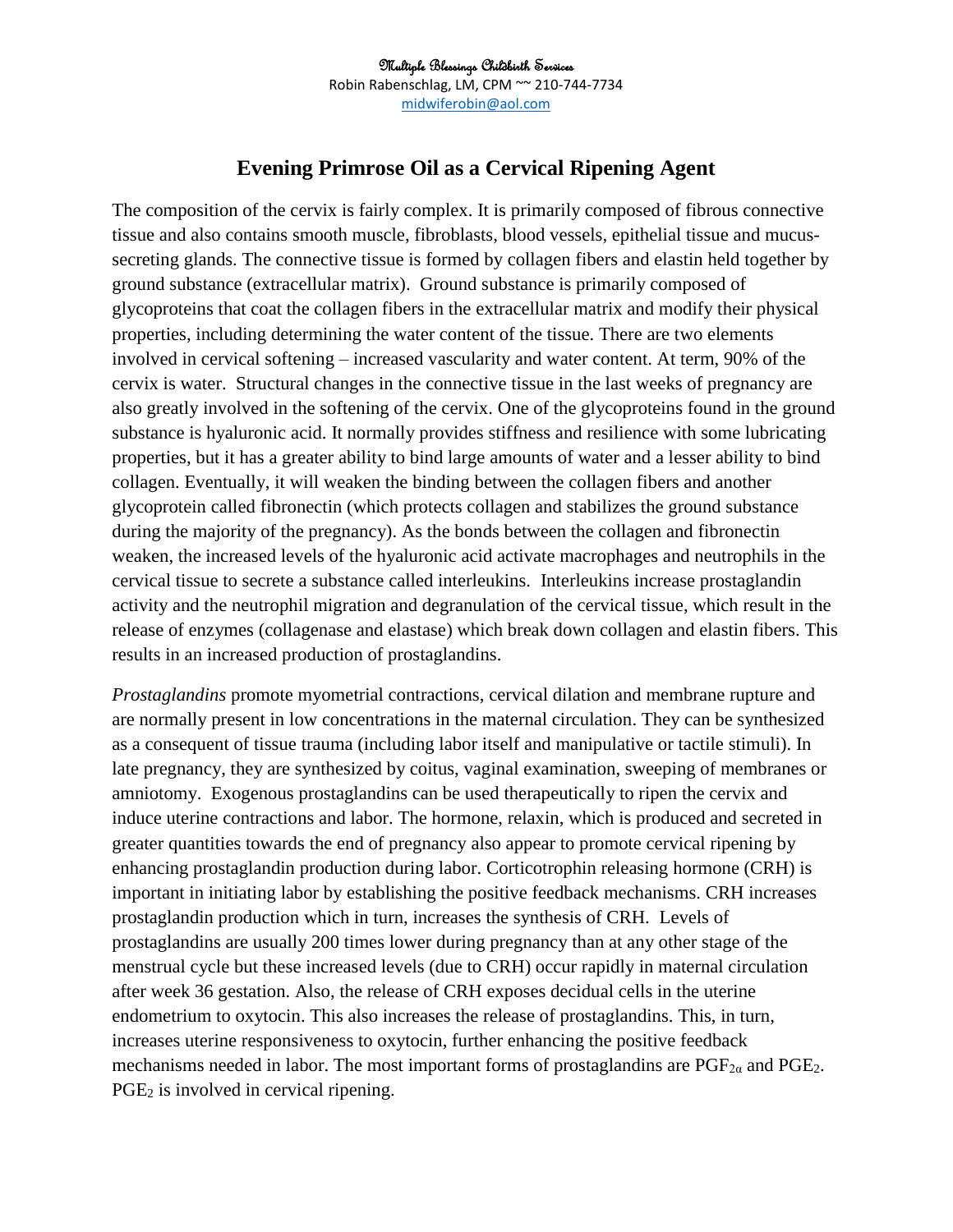Multiple Blessings Childbirth Services
Robin Rabenschlag, LM, CPM ~~ 210-744-7734
midwiferobin@aol.com

# Evening Primrose Oil as a Cervical Ripening Agent

The composition of the cervix is fairly complex. It is primarily composed of fibrous connective tissue and also contains smooth muscle, fibroblasts, blood vessels, epithelial tissue and mucus-secreting glands. The connective tissue is formed by collagen fibers and elastin held together by ground substance (extracellular matrix). Ground substance is primarily composed of glycoproteins that coat the collagen fibers in the extracellular matrix and modify their physical properties, including determining the water content of the tissue. There are two elements involved in cervical softening – increased vascularity and water content. At term, 90% of the cervix is water. Structural changes in the connective tissue in the last weeks of pregnancy are also greatly involved in the softening of the cervix. One of the glycoproteins found in the ground substance is hyaluronic acid. It normally provides stiffness and resilience with some lubricating properties, but it has a greater ability to bind large amounts of water and a lesser ability to bind collagen. Eventually, it will weaken the binding between the collagen fibers and another glycoprotein called fibronectin (which protects collagen and stabilizes the ground substance during the majority of the pregnancy). As the bonds between the collagen and fibronectin weaken, the increased levels of the hyaluronic acid activate macrophages and neutrophils in the cervical tissue to secrete a substance called interleukins. Interleukins increase prostaglandin activity and the neutrophil migration and degranulation of the cervical tissue, which result in the release of enzymes (collagenase and elastase) which break down collagen and elastin fibers. This results in an increased production of prostaglandins.

*Prostaglandins* promote myometrial contractions, cervical dilation and membrane rupture and are normally present in low concentrations in the maternal circulation. They can be synthesized as a consequent of tissue trauma (including labor itself and manipulative or tactile stimuli). In late pregnancy, they are synthesized by coitus, vaginal examination, sweeping of membranes or amniotomy. Exogenous prostaglandins can be used therapeutically to ripen the cervix and induce uterine contractions and labor. The hormone, relaxin, which is produced and secreted in greater quantities towards the end of pregnancy also appear to promote cervical ripening by enhancing prostaglandin production during labor. Corticotrophin releasing hormone (CRH) is important in initiating labor by establishing the positive feedback mechanisms. CRH increases prostaglandin production which in turn, increases the synthesis of CRH. Levels of prostaglandins are usually 200 times lower during pregnancy than at any other stage of the menstrual cycle but these increased levels (due to CRH) occur rapidly in maternal circulation after week 36 gestation. Also, the release of CRH exposes decidual cells in the uterine endometrium to oxytocin. This also increases the release of prostaglandins. This, in turn, increases uterine responsiveness to oxytocin, further enhancing the positive feedback mechanisms needed in labor. The most important forms of prostaglandins are $PGF_{2\alpha}$ and $PGE_2$. $PGE_2$ is involved in cervical ripening.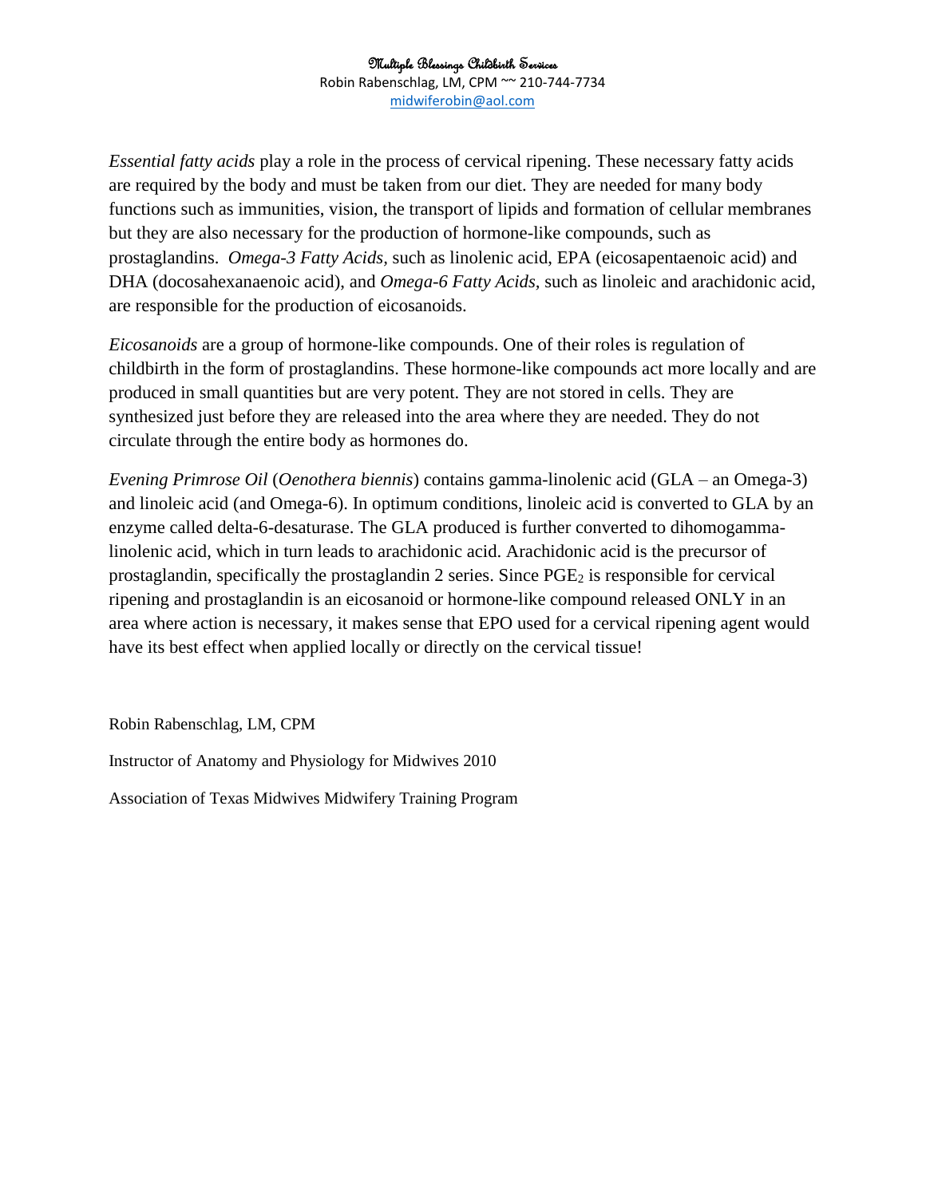Multiple Blessings Childbirth Services
Robin Rabenschlag, LM, CPM ~~ 210-744-7734
midwiferobin@aol.com

*Essential fatty acids* play a role in the process of cervical ripening. These necessary fatty acids are required by the body and must be taken from our diet. They are needed for many body functions such as immunities, vision, the transport of lipids and formation of cellular membranes but they are also necessary for the production of hormone-like compounds, such as prostaglandins. *Omega-3 Fatty Acids,* such as linolenic acid, EPA (eicosapentaenoic acid) and DHA (docosahexanaenoic acid), and *Omega-6 Fatty Acids*, such as linoleic and arachidonic acid, are responsible for the production of eicosanoids.

*Eicosanoids* are a group of hormone-like compounds. One of their roles is regulation of childbirth in the form of prostaglandins. These hormone-like compounds act more locally and are produced in small quantities but are very potent. They are not stored in cells. They are synthesized just before they are released into the area where they are needed. They do not circulate through the entire body as hormones do.

*Evening Primrose Oil* (*Oenothera biennis*) contains gamma-linolenic acid (GLA – an Omega-3) and linoleic acid (and Omega-6). In optimum conditions, linoleic acid is converted to GLA by an enzyme called delta-6-desaturase. The GLA produced is further converted to dihomogamma-linolenic acid, which in turn leads to arachidonic acid. Arachidonic acid is the precursor of prostaglandin, specifically the prostaglandin 2 series. Since $PGE_2$ is responsible for cervical ripening and prostaglandin is an eicosanoid or hormone-like compound released ONLY in an area where action is necessary, it makes sense that EPO used for a cervical ripening agent would have its best effect when applied locally or directly on the cervical tissue!

Robin Rabenschlag, LM, CPM

Instructor of Anatomy and Physiology for Midwives 2010

Association of Texas Midwives Midwifery Training Program